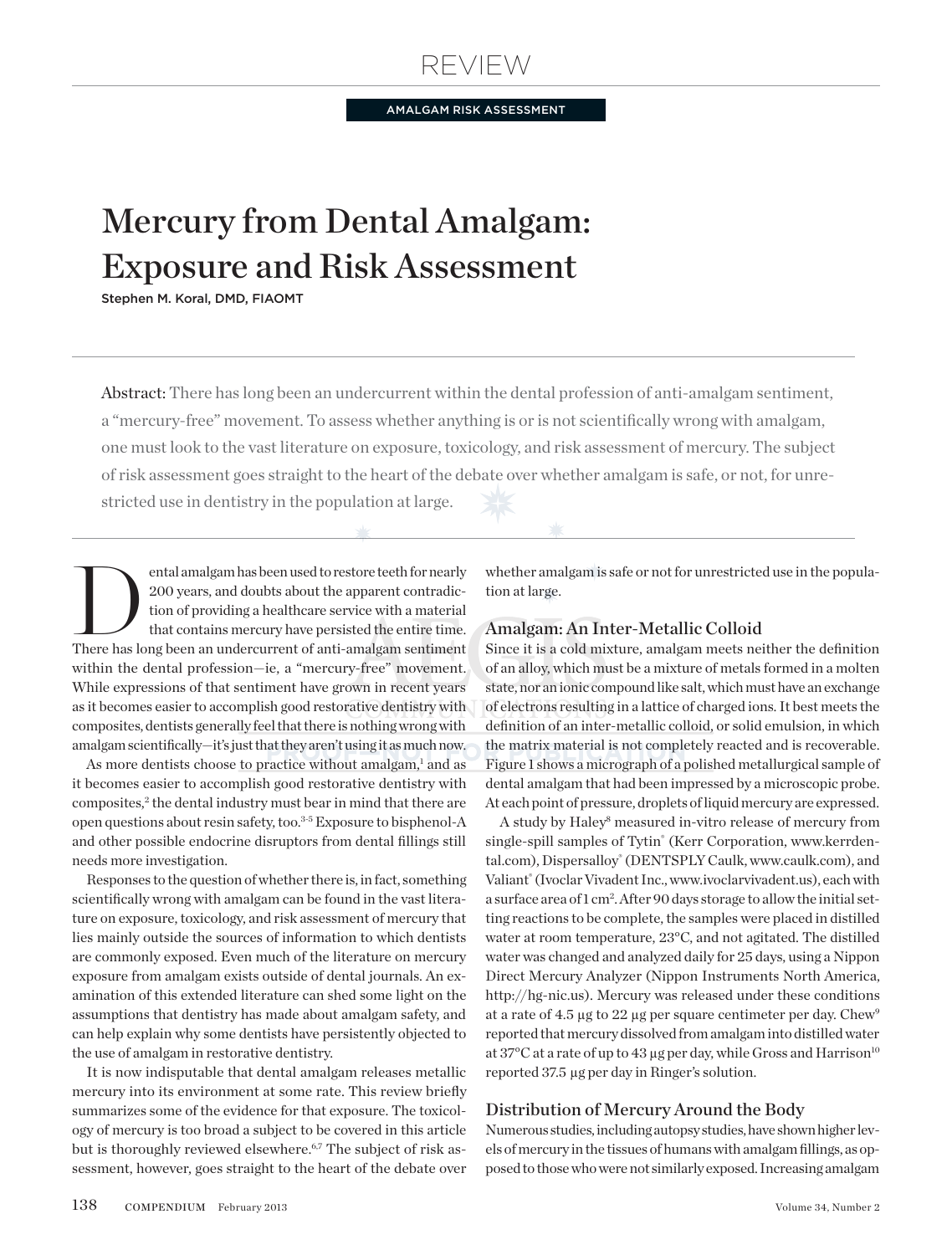REVIEW

AMALGAM RISK ASSESSMENT

# Mercury from Dental Amalgam: Exposure and Risk Assessment

Stephen M. Koral, DMD, FIAOMT

**Abstract:** There has long been an undercurrent within the dental profession of anti-amalgam sentiment, a "mercury-free" movement. To assess whether anything is or is not scientifically wrong with amalgam, one must look to the vast literature on exposure, toxicology, and risk assessment of mercury. The subject of risk assessment goes straight to the heart of the debate over whether amalgam is safe, or not, for unrestricted use in dentistry in the population at large.

Dental amalgam has been used to restore teeth for nearly 200 years, and doubts about the apparent contradiction of providing a healthcare service with a material that contains mercury have persisted the entire time. There has long been an undercurrent of anti-amalgam sentiment within the dental profession—ie, a "mercury-free" movement. While expressions of that sentiment have grown in recent years as it becomes easier to accomplish good restorative dentistry with composites, dentists generally feel that there is nothing wrong with amalgam scientifically—it's just that they aren't using it as much now.

As more dentists choose to practice without amalgam,[1] and as it becomes easier to accomplish good restorative dentistry with composites,[2] the dental industry must bear in mind that there are open questions about resin safety, too.[3-5] Exposure to bisphenol-A and other possible endocrine disruptors from dental fillings still needs more investigation.

Responses to the question of whether there is, in fact, something scientifically wrong with amalgam can be found in the vast literature on exposure, toxicology, and risk assessment of mercury that lies mainly outside the sources of information to which dentists are commonly exposed. Even much of the literature on mercury exposure from amalgam exists outside of dental journals. An examination of this extended literature can shed some light on the assumptions that dentistry has made about amalgam safety, and can help explain why some dentists have persistently objected to the use of amalgam in restorative dentistry.

It is now indisputable that dental amalgam releases metallic mercury into its environment at some rate. This review briefly summarizes some of the evidence for that exposure. The toxicology of mercury is too broad a subject to be covered in this article but is thoroughly reviewed elsewhere.[6,7] The subject of risk assessment, however, goes straight to the heart of the debate over whether amalgam is safe or not for unrestricted use in the population at large.

## Amalgam: An Inter-Metallic Colloid

Since it is a cold mixture, amalgam meets neither the definition of an alloy, which must be a mixture of metals formed in a molten state, nor an ionic compound like salt, which must have an exchange of electrons resulting in a lattice of charged ions. It best meets the definition of an inter-metallic colloid, or solid emulsion, in which the matrix material is not completely reacted and is recoverable. Figure 1 shows a micrograph of a polished metallurgical sample of dental amalgam that had been impressed by a microscopic probe. At each point of pressure, droplets of liquid mercury are expressed.

A study by Haley[8] measured in-vitro release of mercury from single-spill samples of Tytin® (Kerr Corporation, www.kerrdental.com), Dispersalloy® (DENTSPLY Caulk, www.caulk.com), and Valiant® (Ivoclar Vivadent Inc., www.ivoclarvivadent.us), each with a surface area of 1 $cm^2$. After 90 days storage to allow the initial setting reactions to be complete, the samples were placed in distilled water at room temperature, 23°C, and not agitated. The distilled water was changed and analyzed daily for 25 days, using a Nippon Direct Mercury Analyzer (Nippon Instruments North America, http://hg-nic.us). Mercury was released under these conditions at a rate of 4.5 µg to 22 µg per square centimeter per day. Chew[9] reported that mercury dissolved from amalgam into distilled water at 37°C at a rate of up to 43 µg per day, while Gross and Harrison[10] reported 37.5 µg per day in Ringer's solution.

## Distribution of Mercury Around the Body

Numerous studies, including autopsy studies, have shown higher levels of mercury in the tissues of humans with amalgam fillings, as opposed to those who were not similarly exposed. Increasing amalgam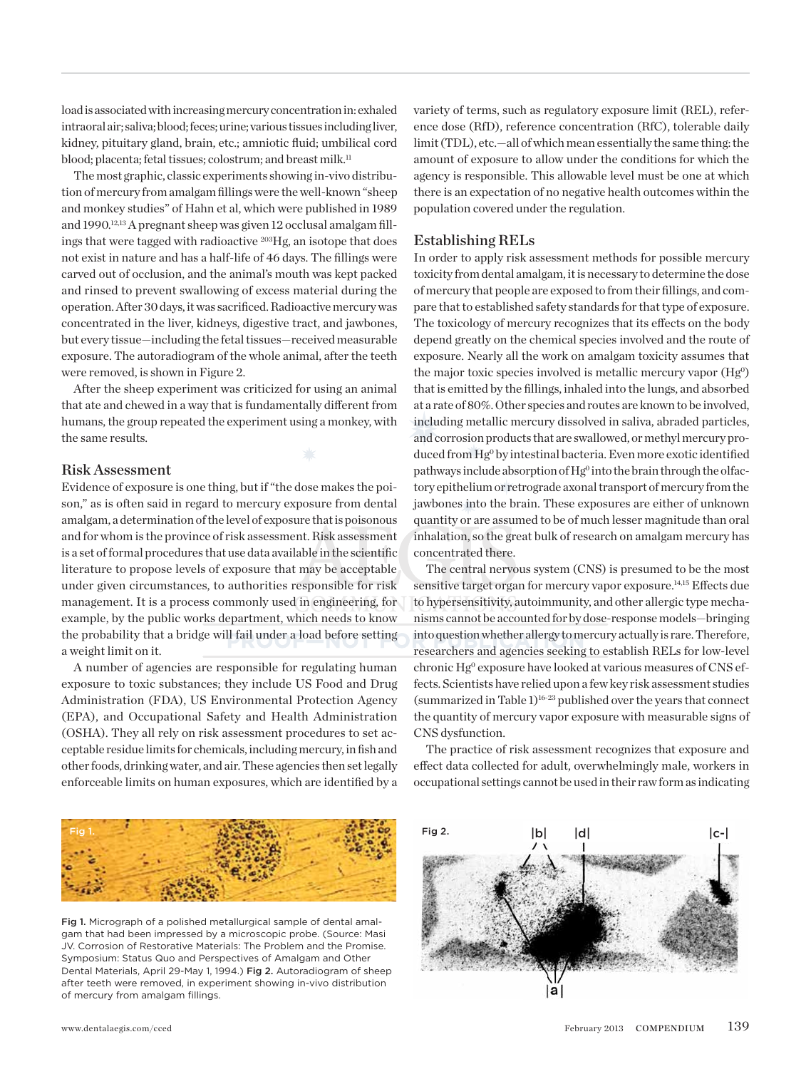load is associated with increasing mercury concentration in: exhaled intraoral air; saliva; blood; feces; urine; various tissues including liver, kidney, pituitary gland, brain, etc.; amniotic fluid; umbilical cord blood; placenta; fetal tissues; colostrum; and breast milk.[11]

The most graphic, classic experiments showing in-vivo distribution of mercury from amalgam fillings were the well-known "sheep and monkey studies" of Hahn et al, which were published in 1989 and 1990.[12,13] A pregnant sheep was given 12 occlusal amalgam fillings that were tagged with radioactive $^{203}$Hg, an isotope that does not exist in nature and has a half-life of 46 days. The fillings were carved out of occlusion, and the animal's mouth was kept packed and rinsed to prevent swallowing of excess material during the operation. After 30 days, it was sacrificed. Radioactive mercury was concentrated in the liver, kidneys, digestive tract, and jawbones, but every tissue—including the fetal tissues—received measurable exposure. The autoradiogram of the whole animal, after the teeth were removed, is shown in Figure 2.

After the sheep experiment was criticized for using an animal that ate and chewed in a way that is fundamentally different from humans, the group repeated the experiment using a monkey, with the same results.

## Risk Assessment

Evidence of exposure is one thing, but if "the dose makes the poison," as is often said in regard to mercury exposure from dental amalgam, a determination of the level of exposure that is poisonous and for whom is the province of risk assessment. Risk assessment is a set of formal procedures that use data available in the scientific literature to propose levels of exposure that may be acceptable under given circumstances, to authorities responsible for risk management. It is a process commonly used in engineering, for example, by the public works department, which needs to know the probability that a bridge will fail under a load before setting a weight limit on it.

A number of agencies are responsible for regulating human exposure to toxic substances; they include US Food and Drug Administration (FDA), US Environmental Protection Agency (EPA), and Occupational Safety and Health Administration (OSHA). They all rely on risk assessment procedures to set acceptable residue limits for chemicals, including mercury, in fish and other foods, drinking water, and air. These agencies then set legally enforceable limits on human exposures, which are identified by a variety of terms, such as regulatory exposure limit (REL), reference dose (RfD), reference concentration (RfC), tolerable daily limit (TDL), etc.—all of which mean essentially the same thing: the amount of exposure to allow under the conditions for which the agency is responsible. This allowable level must be one at which there is an expectation of no negative health outcomes within the population covered under the regulation.

### Establishing RELs

In order to apply risk assessment methods for possible mercury toxicity from dental amalgam, it is necessary to determine the dose of mercury that people are exposed to from their fillings, and compare that to established safety standards for that type of exposure. The toxicology of mercury recognizes that its effects on the body depend greatly on the chemical species involved and the route of exposure. Nearly all the work on amalgam toxicity assumes that the major toxic species involved is metallic mercury vapor ($Hg^0$) that is emitted by the fillings, inhaled into the lungs, and absorbed at a rate of 80%. Other species and routes are known to be involved, including metallic mercury dissolved in saliva, abraded particles, and corrosion products that are swallowed, or methyl mercury produced from $Hg^0$ by intestinal bacteria. Even more exotic identified pathways include absorption of $Hg^0$ into the brain through the olfactory epithelium or retrograde axonal transport of mercury from the jawbones into the brain. These exposures are either of unknown quantity or are assumed to be of much lesser magnitude than oral inhalation, so the great bulk of research on amalgam mercury has concentrated there.

The central nervous system (CNS) is presumed to be the most sensitive target organ for mercury vapor exposure.[14,15] Effects due to hypersensitivity, autoimmunity, and other allergic type mechanisms cannot be accounted for by dose-response models—bringing into question whether allergy to mercury actually is rare. Therefore, researchers and agencies seeking to establish RELs for low-level chronic $Hg^0$ exposure have looked at various measures of CNS effects. Scientists have relied upon a few key risk assessment studies (summarized in Table 1)[16-23] published over the years that connect the quantity of mercury vapor exposure with measurable signs of CNS dysfunction.

The practice of risk assessment recognizes that exposure and effect data collected for adult, overwhelmingly male, workers in occupational settings cannot be used in their raw form as indicating

**Fig 1.** Micrograph of a polished metallurgical sample of dental amalgam that had been impressed by a microscopic probe. (Source: Masi JV. Corrosion of Restorative Materials: The Problem and the Promise. Symposium: Status Quo and Perspectives of Amalgam and Other Dental Materials, April 29-May 1, 1994.) **Fig 2.** Autoradiogram of sheep after teeth were removed, in experiment showing in-vivo distribution of mercury from amalgam fillings.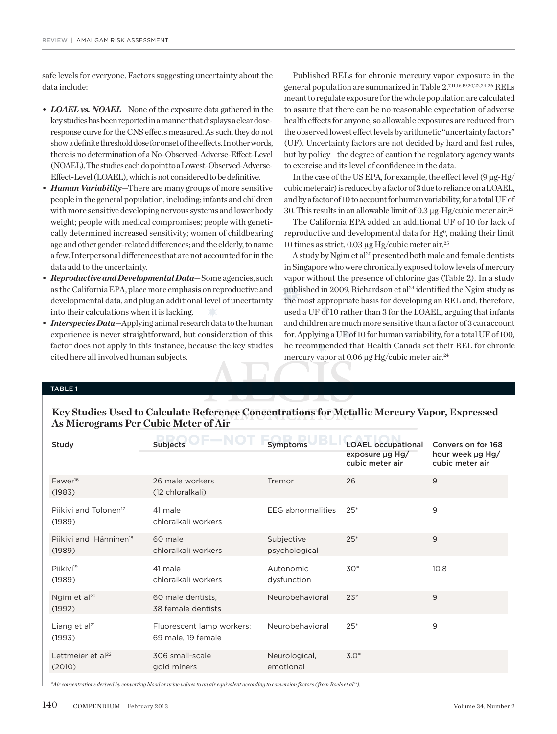safe levels for everyone. Factors suggesting uncertainty about the data include:

- ***LOAEL vs. NOAEL***—None of the exposure data gathered in the key studies has been reported in a manner that displays a clear dose-response curve for the CNS effects measured. As such, they do not show a definite threshold dose for onset of the effects. In other words, there is no determination of a No-Observed-Adverse-Effect-Level (NOAEL). The studies each do point to a Lowest-Observed-Adverse-Effect-Level (LOAEL), which is not considered to be definitive.
- ***Human Variability***—There are many groups of more sensitive people in the general population, including: infants and children with more sensitive developing nervous systems and lower body weight; people with medical compromises; people with genetically determined increased sensitivity; women of childbearing age and other gender-related differences; and the elderly, to name a few. Interpersonal differences that are not accounted for in the data add to the uncertainty.
- ***Reproductive and Developmental Data***—Some agencies, such as the California EPA, place more emphasis on reproductive and developmental data, and plug an additional level of uncertainty into their calculations when it is lacking.
- ***Interspecies Data***—Applying animal research data to the human experience is never straightforward, but consideration of this factor does not apply in this instance, because the key studies cited here all involved human subjects.

Published RELs for chronic mercury vapor exposure in the general population are summarized in Table 2.[7,11,16,19,20,22,24-26] RELs meant to regulate exposure for the whole population are calculated to assure that there can be no reasonable expectation of adverse health effects for anyone, so allowable exposures are reduced from the observed lowest effect levels by arithmetic "uncertainty factors" (UF). Uncertainty factors are not decided by hard and fast rules, but by policy—the degree of caution the regulatory agency wants to exercise and its level of confidence in the data.

In the case of the US EPA, for example, the effect level (9 µg-Hg/cubic meter air) is reduced by a factor of 3 due to reliance on a LOAEL, and by a factor of 10 to account for human variability, for a total UF of 30. This results in an allowable limit of 0.3 µg-Hg/cubic meter air.[26]

The California EPA added an additional UF of 10 for lack of reproductive and developmental data for $Hg^0$, making their limit 10 times as strict, 0.03 µg Hg/cubic meter air.[25]

A study by Ngim et al[20] presented both male and female dentists in Singapore who were chronically exposed to low levels of mercury vapor without the presence of chlorine gas (Table 2). In a study published in 2009, Richardson et al[24] identified the Ngim study as the most appropriate basis for developing an REL and, therefore, used a UF of 10 rather than 3 for the LOAEL, arguing that infants and children are much more sensitive than a factor of 3 can account for. Applying a UF of 10 for human variability, for a total UF of 100, he recommended that Health Canada set their REL for chronic mercury vapor at 0.06 µg Hg/cubic meter air.[24]

**TABLE 1**

**Key Studies Used to Calculate Reference Concentrations for Metallic Mercury Vapor, Expressed As Micrograms Per Cubic Meter of Air**

| Study | Subjects | Symptoms | LOAEL occupational exposure µg Hg/cubic meter air | Conversion for 168 hour week µg Hg/cubic meter air |
|---|---|---|---|---|
| Fawer[16] (1983) | 26 male workers (12 chloralkali) | Tremor | 26 | 9 |
| Piikivi and Tolonen[17] (1989) | 41 male chloralkali workers | EEG abnormalities | 25* | 9 |
| Piikivi and Hänninen[18] (1989) | 60 male chloralkali workers | Subjective psychological | 25* | 9 |
| Piikivi[19] (1989) | 41 male chloralkali workers | Autonomic dysfunction | 30* | 10.8 |
| Ngim et al[20] (1992) | 60 male dentists, 38 female dentists | Neurobehavioral | 23* | 9 |
| Liang et al[21] (1993) | Fluorescent lamp workers: 69 male, 19 female | Neurobehavioral | 25* | 9 |
| Lettmeier et al[22] (2010) | 306 small-scale gold miners | Neurological, emotional | 3.0* | |

*Air concentrations derived by converting blood or urine values to an air equivalent according to conversion factors (from Roels et al[23]).*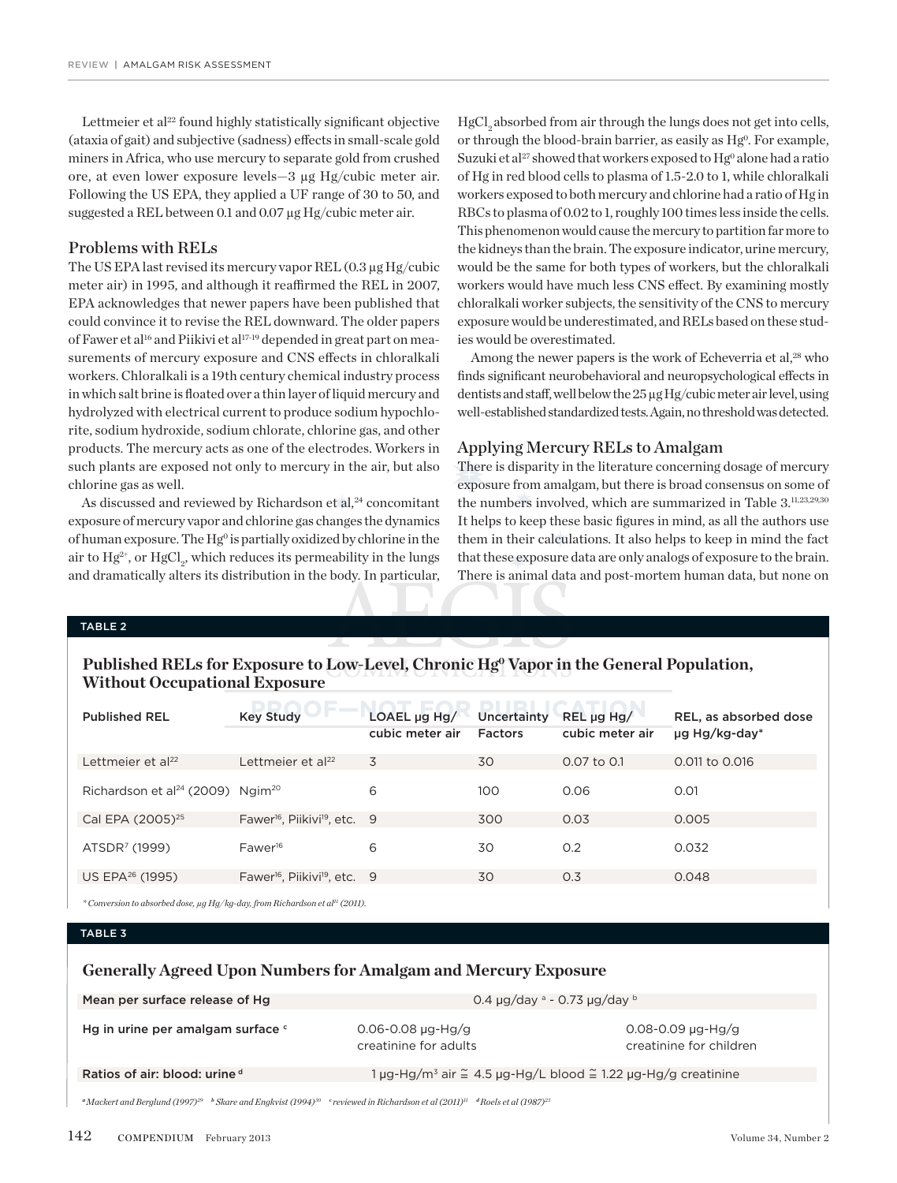Lettmeier et al[22] found highly statistically significant objective (ataxia of gait) and subjective (sadness) effects in small-scale gold miners in Africa, who use mercury to separate gold from crushed ore, at even lower exposure levels—3 µg Hg/cubic meter air. Following the US EPA, they applied a UF range of 30 to 50, and suggested a REL between 0.1 and 0.07 µg Hg/cubic meter air.

## Problems with RELs

The US EPA last revised its mercury vapor REL (0.3 µg Hg/cubic meter air) in 1995, and although it reaffirmed the REL in 2007, EPA acknowledges that newer papers have been published that could convince it to revise the REL downward. The older papers of Fawer et al[16] and Piikivi et al[17-19] depended in great part on measurements of mercury exposure and CNS effects in chloralkali workers. Chloralkali is a 19th century chemical industry process in which salt brine is floated over a thin layer of liquid mercury and hydrolyzed with electrical current to produce sodium hypochlorite, sodium hydroxide, sodium chlorate, chlorine gas, and other products. The mercury acts as one of the electrodes. Workers in such plants are exposed not only to mercury in the air, but also chlorine gas as well.

As discussed and reviewed by Richardson et al,[24] concomitant exposure of mercury vapor and chlorine gas changes the dynamics of human exposure. The $Hg^0$ is partially oxidized by chlorine in the air to $Hg^{2+}$, or $HgCl_2$, which reduces its permeability in the lungs and dramatically alters its distribution in the body. In particular, $HgCl_2$ absorbed from air through the lungs does not get into cells, or through the blood-brain barrier, as easily as $Hg^0$. For example, Suzuki et al[27] showed that workers exposed to $Hg^0$ alone had a ratio of Hg in red blood cells to plasma of 1.5-2.0 to 1, while chloralkali workers exposed to both mercury and chlorine had a ratio of Hg in RBCs to plasma of 0.02 to 1, roughly 100 times less inside the cells. This phenomenon would cause the mercury to partition far more to the kidneys than the brain. The exposure indicator, urine mercury, would be the same for both types of workers, but the chloralkali workers would have much less CNS effect. By examining mostly chloralkali worker subjects, the sensitivity of the CNS to mercury exposure would be underestimated, and RELs based on these studies would be overestimated.

Among the newer papers is the work of Echeverria et al,[28] who finds significant neurobehavioral and neuropsychological effects in dentists and staff, well below the 25 µg Hg/cubic meter air level, using well-established standardized tests. Again, no threshold was detected.

## Applying Mercury RELs to Amalgam

There is disparity in the literature concerning dosage of mercury exposure from amalgam, but there is broad consensus on some of the numbers involved, which are summarized in Table 3.[11,23,29,30] It helps to keep these basic figures in mind, as all the authors use them in their calculations. It also helps to keep in mind the fact that these exposure data are only analogs of exposure to the brain. There is animal data and post-mortem human data, but none on

**TABLE 2**

**Published RELs for Exposure to Low-Level, Chronic $Hg^0$ Vapor in the General Population, Without Occupational Exposure**

| Published REL | Key Study | LOAEL µg Hg/cubic meter air | Uncertainty Factors | REL µg Hg/cubic meter air | REL, as absorbed dose µg Hg/kg-day* |
|---|---|---|---|---|---|
| Lettmeier et al[22] | Lettmeier et al[22] | 3 | 30 | 0.07 to 0.1 | 0.011 to 0.016 |
| Richardson et al[24] (2009) | Ngim[20] | 6 | 100 | 0.06 | 0.01 |
| Cal EPA (2005)[25] | Fawer[16], Piikivi[19], etc. | 9 | 300 | 0.03 | 0.005 |
| ATSDR[7] (1999) | Fawer[16] | 6 | 30 | 0.2 | 0.032 |
| US EPA[26] (1995) | Fawer[16], Piikivi[19], etc. | 9 | 30 | 0.3 | 0.048 |

*\* Conversion to absorbed dose, µg Hg/kg-day, from Richardson et al[11] (2011).*

**TABLE 3**

**Generally Agreed Upon Numbers for Amalgam and Mercury Exposure**

| | | |
|---|---|---|
| Mean per surface release of Hg | 0.4 µg/day [a] - 0.73 µg/day [b] | |
| Hg in urine per amalgam surface [c] | 0.06-0.08 µg-Hg/g creatinine for adults | 0.08-0.09 µg-Hg/g creatinine for children |
| Ratios of air: blood: urine [d] | 1 µg-Hg/m³ air ≅ 4.5 µg-Hg/L blood ≅ 1.22 µg-Hg/g creatinine | |

*[a] Mackert and Berglund (1997)[29] [b] Skare and Engkvist (1994)[30] [c] reviewed in Richardson et al (2011)[11] [d] Roels et al (1987)[23]*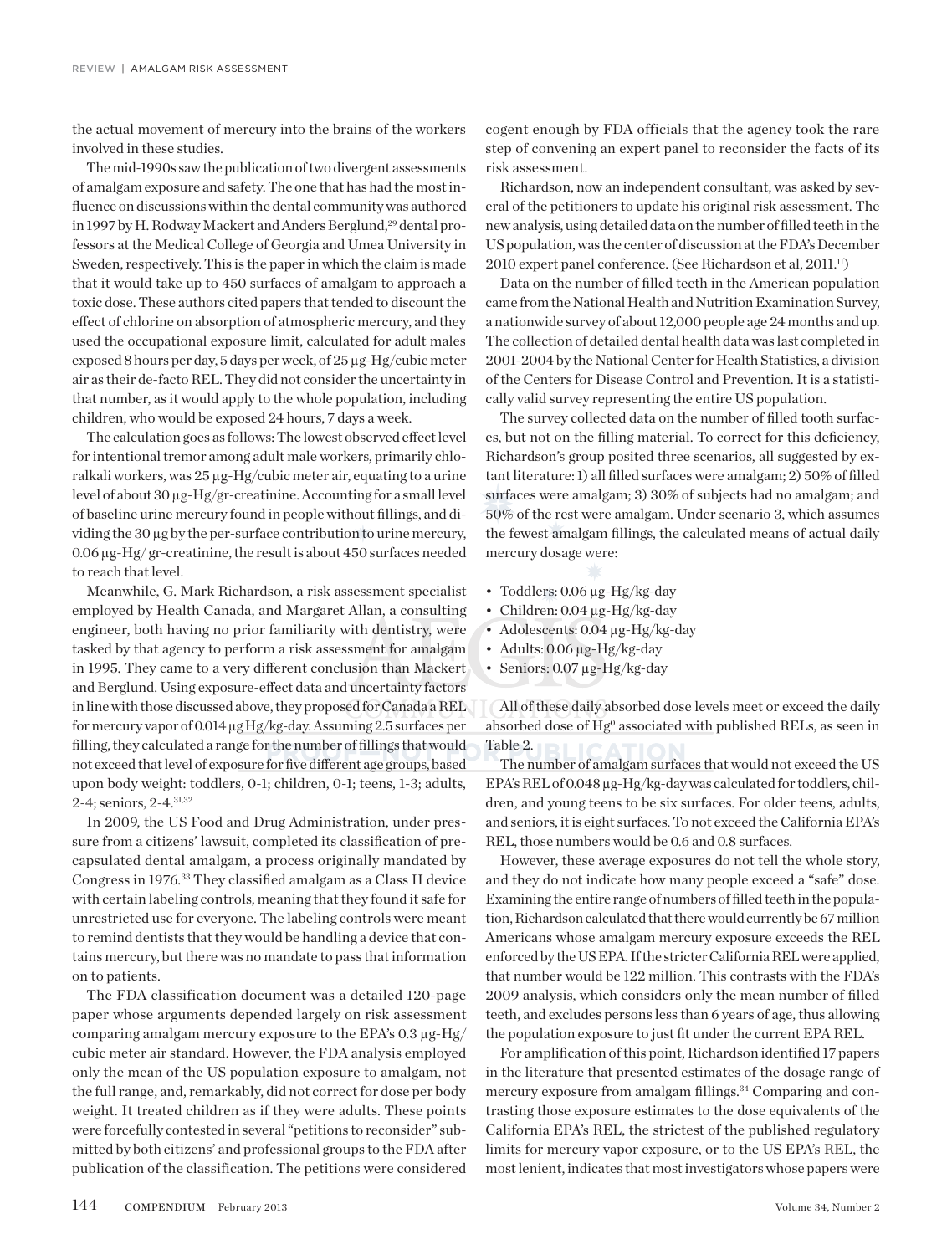the actual movement of mercury into the brains of the workers involved in these studies.

The mid-1990s saw the publication of two divergent assessments of amalgam exposure and safety. The one that has had the most influence on discussions within the dental community was authored in 1997 by H. Rodway Mackert and Anders Berglund,[29] dental professors at the Medical College of Georgia and Umea University in Sweden, respectively. This is the paper in which the claim is made that it would take up to 450 surfaces of amalgam to approach a toxic dose. These authors cited papers that tended to discount the effect of chlorine on absorption of atmospheric mercury, and they used the occupational exposure limit, calculated for adult males exposed 8 hours per day, 5 days per week, of 25 µg-Hg/cubic meter air as their de-facto REL. They did not consider the uncertainty in that number, as it would apply to the whole population, including children, who would be exposed 24 hours, 7 days a week.

The calculation goes as follows: The lowest observed effect level for intentional tremor among adult male workers, primarily chloralkali workers, was 25 µg-Hg/cubic meter air, equating to a urine level of about 30 µg-Hg/gr-creatinine. Accounting for a small level of baseline urine mercury found in people without fillings, and dividing the 30 µg by the per-surface contribution to urine mercury, 0.06 µg-Hg/ gr-creatinine, the result is about 450 surfaces needed to reach that level.

Meanwhile, G. Mark Richardson, a risk assessment specialist employed by Health Canada, and Margaret Allan, a consulting engineer, both having no prior familiarity with dentistry, were tasked by that agency to perform a risk assessment for amalgam in 1995. They came to a very different conclusion than Mackert and Berglund. Using exposure-effect data and uncertainty factors in line with those discussed above, they proposed for Canada a REL for mercury vapor of 0.014 µg Hg/kg-day. Assuming 2.5 surfaces per filling, they calculated a range for the number of fillings that would not exceed that level of exposure for five different age groups, based upon body weight: toddlers, 0-1; children, 0-1; teens, 1-3; adults, 2-4; seniors, 2-4.[31,32]

In 2009, the US Food and Drug Administration, under pressure from a citizens' lawsuit, completed its classification of precapsulated dental amalgam, a process originally mandated by Congress in 1976.[33] They classified amalgam as a Class II device with certain labeling controls, meaning that they found it safe for unrestricted use for everyone. The labeling controls were meant to remind dentists that they would be handling a device that contains mercury, but there was no mandate to pass that information on to patients.

The FDA classification document was a detailed 120-page paper whose arguments depended largely on risk assessment comparing amalgam mercury exposure to the EPA's 0.3 µg-Hg/ cubic meter air standard. However, the FDA analysis employed only the mean of the US population exposure to amalgam, not the full range, and, remarkably, did not correct for dose per body weight. It treated children as if they were adults. These points were forcefully contested in several "petitions to reconsider" submitted by both citizens' and professional groups to the FDA after publication of the classification. The petitions were considered cogent enough by FDA officials that the agency took the rare step of convening an expert panel to reconsider the facts of its risk assessment.

Richardson, now an independent consultant, was asked by several of the petitioners to update his original risk assessment. The new analysis, using detailed data on the number of filled teeth in the US population, was the center of discussion at the FDA's December 2010 expert panel conference. (See Richardson et al, 2011.[11])

Data on the number of filled teeth in the American population came from the National Health and Nutrition Examination Survey, a nationwide survey of about 12,000 people age 24 months and up. The collection of detailed dental health data was last completed in 2001-2004 by the National Center for Health Statistics, a division of the Centers for Disease Control and Prevention. It is a statistically valid survey representing the entire US population.

The survey collected data on the number of filled tooth surfaces, but not on the filling material. To correct for this deficiency, Richardson's group posited three scenarios, all suggested by extant literature: 1) all filled surfaces were amalgam; 2) 50% of filled surfaces were amalgam; 3) 30% of subjects had no amalgam; and 50% of the rest were amalgam. Under scenario 3, which assumes the fewest amalgam fillings, the calculated means of actual daily mercury dosage were:

- Toddlers: 0.06 µg-Hg/kg-day
- Children: 0.04 µg-Hg/kg-day
- Adolescents: 0.04 µg-Hg/kg-day
- Adults: 0.06 µg-Hg/kg-day
- Seniors: 0.07 µg-Hg/kg-day

All of these daily absorbed dose levels meet or exceed the daily absorbed dose of $Hg^0$ associated with published RELs, as seen in Table 2.

The number of amalgam surfaces that would not exceed the US EPA's REL of 0.048 µg-Hg/kg-day was calculated for toddlers, children, and young teens to be six surfaces. For older teens, adults, and seniors, it is eight surfaces. To not exceed the California EPA's REL, those numbers would be 0.6 and 0.8 surfaces.

However, these average exposures do not tell the whole story, and they do not indicate how many people exceed a "safe" dose. Examining the entire range of numbers of filled teeth in the population, Richardson calculated that there would currently be 67 million Americans whose amalgam mercury exposure exceeds the REL enforced by the US EPA. If the stricter California REL were applied, that number would be 122 million. This contrasts with the FDA's 2009 analysis, which considers only the mean number of filled teeth, and excludes persons less than 6 years of age, thus allowing the population exposure to just fit under the current EPA REL.

For amplification of this point, Richardson identified 17 papers in the literature that presented estimates of the dosage range of mercury exposure from amalgam fillings.[34] Comparing and contrasting those exposure estimates to the dose equivalents of the California EPA's REL, the strictest of the published regulatory limits for mercury vapor exposure, or to the US EPA's REL, the most lenient, indicates that most investigators whose papers were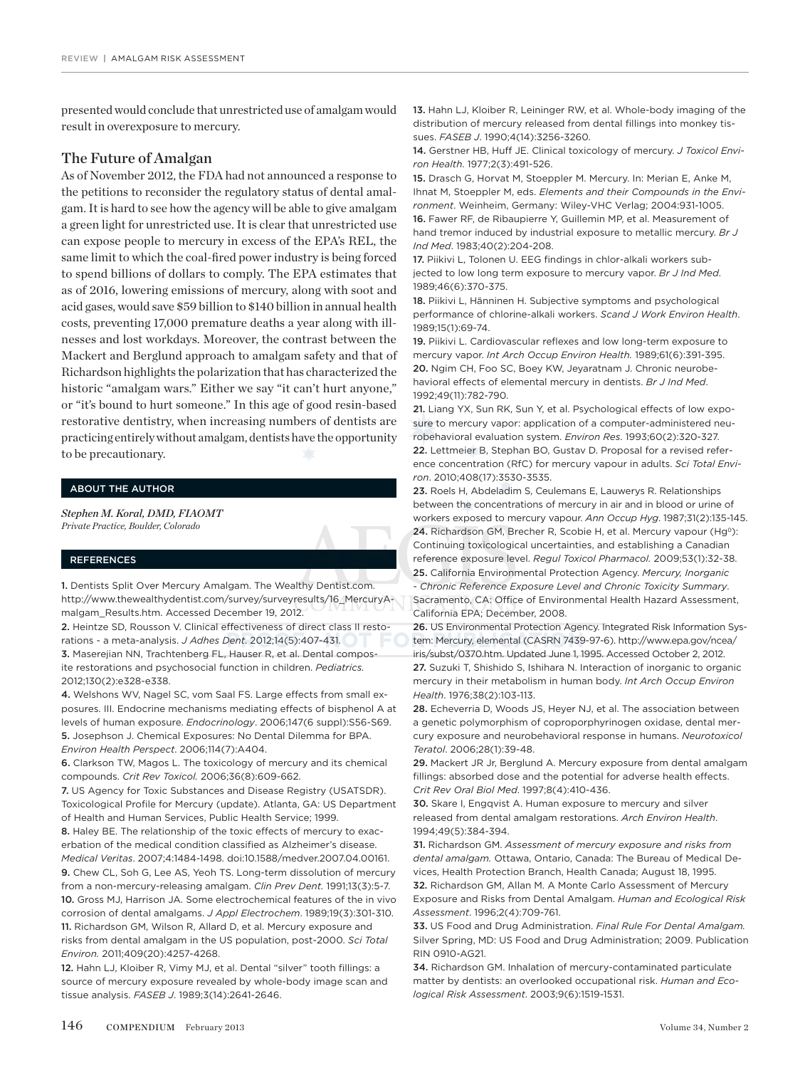presented would conclude that unrestricted use of amalgam would result in overexposure to mercury.

## The Future of Amalgan

As of November 2012, the FDA had not announced a response to the petitions to reconsider the regulatory status of dental amalgam. It is hard to see how the agency will be able to give amalgam a green light for unrestricted use. It is clear that unrestricted use can expose people to mercury in excess of the EPA's REL, the same limit to which the coal-fired power industry is being forced to spend billions of dollars to comply. The EPA estimates that as of 2016, lowering emissions of mercury, along with soot and acid gases, would save $59 billion to $140 billion in annual health costs, preventing 17,000 premature deaths a year along with illnesses and lost workdays. Moreover, the contrast between the Mackert and Berglund approach to amalgam safety and that of Richardson highlights the polarization that has characterized the historic "amalgam wars." Either we say "it can't hurt anyone," or "it's bound to hurt someone." In this age of good resin-based restorative dentistry, when increasing numbers of dentists are practicing entirely without amalgam, dentists have the opportunity to be precautionary.

### ABOUT THE AUTHOR

*Stephen M. Koral, DMD, FIAOMT*
*Private Practice, Boulder, Colorado*

### REFERENCES

1. Dentists Split Over Mercury Amalgam. The Wealthy Dentist.com. http://www.thewealthydentist.com/survey/surveyresults/16_MercuryAmalgam_Results.htm. Accessed December 19, 2012.
2. Heintze SD, Rousson V. Clinical effectiveness of direct class II restorations - a meta-analysis. *J Adhes Dent*. 2012;14(5):407-431.
3. Maserejian NN, Trachtenberg FL, Hauser R, et al. Dental composite restorations and psychosocial function in children. *Pediatrics.* 2012;130(2):e328-e338.
4. Welshons WV, Nagel SC, vom Saal FS. Large effects from small exposures. III. Endocrine mechanisms mediating effects of bisphenol A at levels of human exposure. *Endocrinology*. 2006;147(6 suppl):S56-S69.
5. Josephson J. Chemical Exposures: No Dental Dilemma for BPA. *Environ Health Perspect*. 2006;114(7):A404.
6. Clarkson TW, Magos L. The toxicology of mercury and its chemical compounds. *Crit Rev Toxicol.* 2006;36(8):609-662.
7. US Agency for Toxic Substances and Disease Registry (USATSDR). Toxicological Profile for Mercury (update). Atlanta, GA: US Department of Health and Human Services, Public Health Service; 1999.
8. Haley BE. The relationship of the toxic effects of mercury to exacerbation of the medical condition classified as Alzheimer's disease. *Medical Veritas*. 2007;4:1484-1498. doi:10.1588/medver.2007.04.00161.
9. Chew CL, Soh G, Lee AS, Yeoh TS. Long-term dissolution of mercury from a non-mercury-releasing amalgam. *Clin Prev Dent.* 1991;13(3):5-7.
10. Gross MJ, Harrison JA. Some electrochemical features of the in vivo corrosion of dental amalgams. *J Appl Electrochem*. 1989;19(3):301-310.
11. Richardson GM, Wilson R, Allard D, et al. Mercury exposure and risks from dental amalgam in the US population, post-2000. *Sci Total Environ.* 2011;409(20):4257-4268.
12. Hahn LJ, Kloiber R, Vimy MJ, et al. Dental "silver" tooth fillings: a source of mercury exposure revealed by whole-body image scan and tissue analysis. *FASEB J*. 1989;3(14):2641-2646.
13. Hahn LJ, Kloiber R, Leininger RW, et al. Whole-body imaging of the distribution of mercury released from dental fillings into monkey tissues. *FASEB J*. 1990;4(14):3256-3260.
14. Gerstner HB, Huff JE. Clinical toxicology of mercury. *J Toxicol Environ Health.* 1977;2(3):491-526.
15. Drasch G, Horvat M, Stoeppler M. Mercury. In: Merian E, Anke M, Ihnat M, Stoeppler M, eds. *Elements and their Compounds in the Environment*. Weinheim, Germany: Wiley-VHC Verlag; 2004:931-1005.
16. Fawer RF, de Ribaupierre Y, Guillemin MP, et al. Measurement of hand tremor induced by industrial exposure to metallic mercury. *Br J Ind Med*. 1983;40(2):204-208.
17. Piikivi L, Tolonen U. EEG findings in chlor-alkali workers subjected to low long term exposure to mercury vapor. *Br J Ind Med*. 1989;46(6):370-375.
18. Piikivi L, Hänninen H. Subjective symptoms and psychological performance of chlorine-alkali workers. *Scand J Work Environ Health*. 1989;15(1):69-74.
19. Piikivi L. Cardiovascular reflexes and low long-term exposure to mercury vapor. *Int Arch Occup Environ Health.* 1989;61(6):391-395.
20. Ngim CH, Foo SC, Boey KW, Jeyaratnam J. Chronic neurobehavioral effects of elemental mercury in dentists. *Br J Ind Med*. 1992;49(11):782-790.
21. Liang YX, Sun RK, Sun Y, et al. Psychological effects of low exposure to mercury vapor: application of a computer-administered neurobehavioral evaluation system. *Environ Res*. 1993;60(2):320-327.
22. Lettmeier B, Stephan BO, Gustav D. Proposal for a revised reference concentration (RfC) for mercury vapour in adults. *Sci Total Environ*. 2010;408(17):3530-3535.
23. Roels H, Abdeladim S, Ceulemans E, Lauwerys R. Relationships between the concentrations of mercury in air and in blood or urine of workers exposed to mercury vapour. *Ann Occup Hyg*. 1987;31(2):135-145.
24. Richardson GM, Brecher R, Scobie H, et al. Mercury vapour ($Hg^0$): Continuing toxicological uncertainties, and establishing a Canadian reference exposure level. *Regul Toxicol Pharmacol.* 2009;53(1):32-38.
25. California Environmental Protection Agency. *Mercury, Inorganic - Chronic Reference Exposure Level and Chronic Toxicity Summary*. Sacramento, CA: Office of Environmental Health Hazard Assessment, California EPA; December, 2008.
26. US Environmental Protection Agency. Integrated Risk Information System: Mercury, elemental (CASRN 7439-97-6). http://www.epa.gov/ncea/iris/subst/0370.htm. Updated June 1, 1995. Accessed October 2, 2012.
27. Suzuki T, Shishido S, Ishihara N. Interaction of inorganic to organic mercury in their metabolism in human body. *Int Arch Occup Environ Health*. 1976;38(2):103-113.
28. Echeverria D, Woods JS, Heyer NJ, et al. The association between a genetic polymorphism of coproporphyrinogen oxidase, dental mercury exposure and neurobehavioral response in humans. *Neurotoxicol Teratol*. 2006;28(1):39-48.
29. Mackert JR Jr, Berglund A. Mercury exposure from dental amalgam fillings: absorbed dose and the potential for adverse health effects. *Crit Rev Oral Biol Med*. 1997;8(4):410-436.
30. Skare I, Engqvist A. Human exposure to mercury and silver released from dental amalgam restorations. *Arch Environ Health*. 1994;49(5):384-394.
31. Richardson GM. *Assessment of mercury exposure and risks from dental amalgam.* Ottawa, Ontario, Canada: The Bureau of Medical Devices, Health Protection Branch, Health Canada; August 18, 1995.
32. Richardson GM, Allan M. A Monte Carlo Assessment of Mercury Exposure and Risks from Dental Amalgam. *Human and Ecological Risk Assessment*. 1996;2(4):709-761.
33. US Food and Drug Administration. *Final Rule For Dental Amalgam.* Silver Spring, MD: US Food and Drug Administration; 2009. Publication RIN 0910-AG21.
34. Richardson GM. Inhalation of mercury-contaminated particulate matter by dentists: an overlooked occupational risk. *Human and Ecological Risk Assessment*. 2003;9(6):1519-1531.